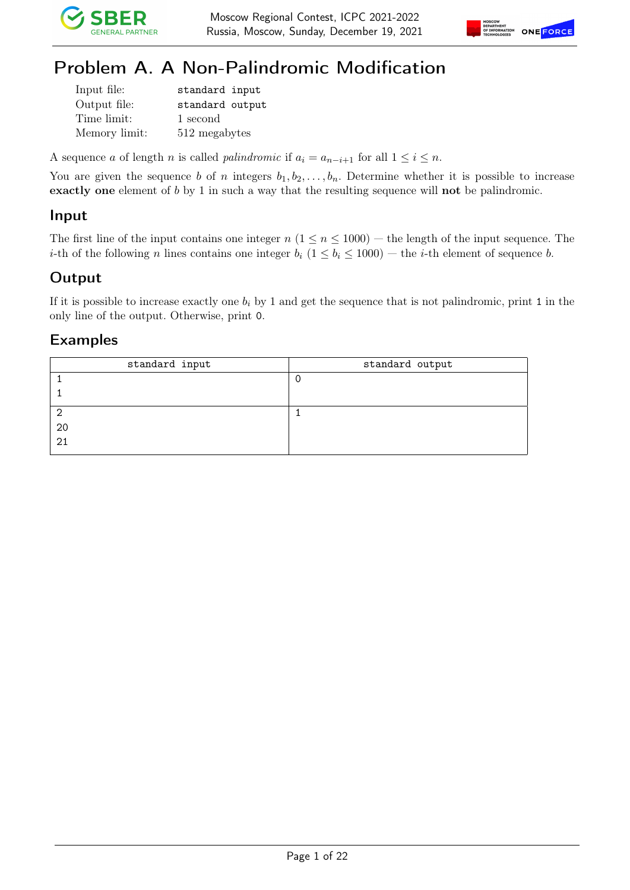# Problem A. A Non-Palindromic Modification

| | |
|---|---|
| Input file: | standard input |
| Output file: | standard output |
| Time limit: | 1 second |
| Memory limit: | 512 megabytes |

A sequence $a$ of length $n$ is called *palindromic* if $a_i = a_{n-i+1}$ for all $1 \le i \le n$.

You are given the sequence $b$ of $n$ integers $b_1, b_2, \ldots, b_n$. Determine whether it is possible to increase **exactly one** element of $b$ by 1 in such a way that the resulting sequence will **not** be palindromic.

## Input

The first line of the input contains one integer $n$ ($1 \le n \le 1000$) — the length of the input sequence. The $i$-th of the following $n$ lines contains one integer $b_i$ ($1 \le b_i \le 1000$) — the $i$-th element of sequence $b$.

## Output

If it is possible to increase exactly one $b_i$ by 1 and get the sequence that is not palindromic, print 1 in the only line of the output. Otherwise, print 0.

## Examples

| standard input | standard output |
|---|---|
| 1<br>1 | 0 |
| 2<br>20<br>21 | 1 |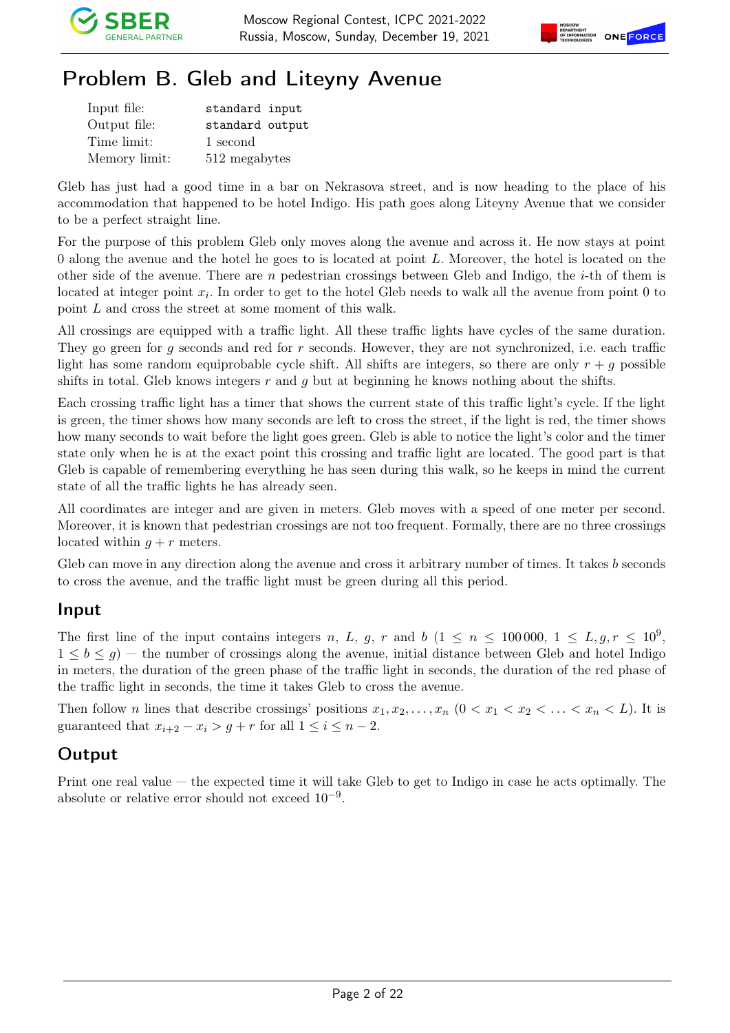# Problem B. Gleb and Liteyny Avenue

| | |
|---|---|
| Input file: | standard input |
| Output file: | standard output |
| Time limit: | 1 second |
| Memory limit: | 512 megabytes |

Gleb has just had a good time in a bar on Nekrasova street, and is now heading to the place of his accommodation that happened to be hotel Indigo. His path goes along Liteyny Avenue that we consider to be a perfect straight line.

For the purpose of this problem Gleb only moves along the avenue and across it. He now stays at point 0 along the avenue and the hotel he goes to is located at point $L$. Moreover, the hotel is located on the other side of the avenue. There are $n$ pedestrian crossings between Gleb and Indigo, the $i$-th of them is located at integer point $x_i$. In order to get to the hotel Gleb needs to walk all the avenue from point 0 to point $L$ and cross the street at some moment of this walk.

All crossings are equipped with a traffic light. All these traffic lights have cycles of the same duration. They go green for $g$ seconds and red for $r$ seconds. However, they are not synchronized, i.e. each traffic light has some random equiprobable cycle shift. All shifts are integers, so there are only $r + g$ possible shifts in total. Gleb knows integers $r$ and $g$ but at beginning he knows nothing about the shifts.

Each crossing traffic light has a timer that shows the current state of this traffic light's cycle. If the light is green, the timer shows how many seconds are left to cross the street, if the light is red, the timer shows how many seconds to wait before the light goes green. Gleb is able to notice the light's color and the timer state only when he is at the exact point this crossing and traffic light are located. The good part is that Gleb is capable of remembering everything he has seen during this walk, so he keeps in mind the current state of all the traffic lights he has already seen.

All coordinates are integer and are given in meters. Gleb moves with a speed of one meter per second. Moreover, it is known that pedestrian crossings are not too frequent. Formally, there are no three crossings located within $g + r$ meters.

Gleb can move in any direction along the avenue and cross it arbitrary number of times. It takes $b$ seconds to cross the avenue, and the traffic light must be green during all this period.

## Input

The first line of the input contains integers $n$, $L$, $g$, $r$ and $b$ ($1 \le n \le 100\,000$, $1 \le L, g, r \le 10^9$, $1 \le b \le g$) — the number of crossings along the avenue, initial distance between Gleb and hotel Indigo in meters, the duration of the green phase of the traffic light in seconds, the duration of the red phase of the traffic light in seconds, the time it takes Gleb to cross the avenue.

Then follow $n$ lines that describe crossings' positions $x_1, x_2, \ldots, x_n$ ($0 < x_1 < x_2 < \ldots < x_n < L$). It is guaranteed that $x_{i+2} - x_i > g + r$ for all $1 \le i \le n - 2$.

## Output

Print one real value — the expected time it will take Gleb to get to Indigo in case he acts optimally. The absolute or relative error should not exceed $10^{-9}$.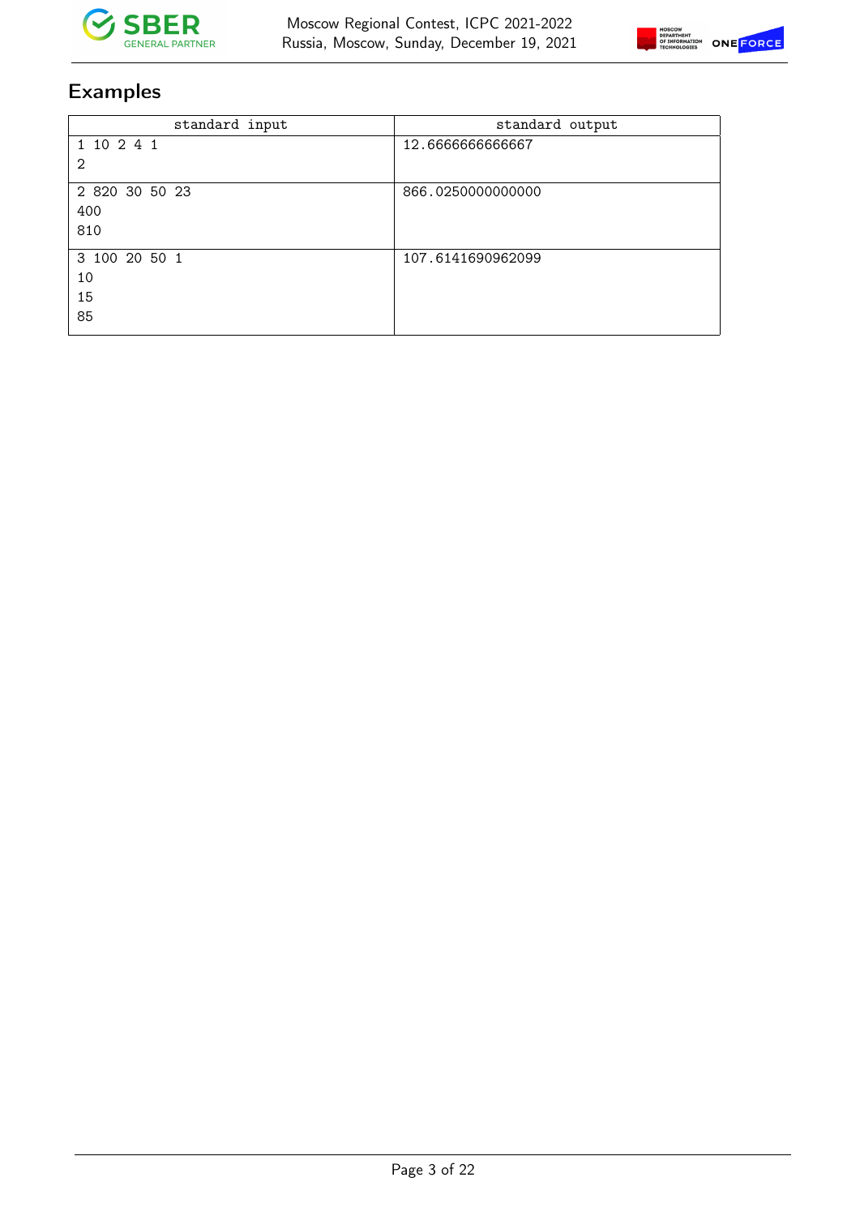## Examples

| standard input | standard output |
|---|---|
| 1 10 2 4 1<br>2 | 12.6666666666667 |
| 2 820 30 50 23<br>400<br>810 | 866.0250000000000 |
| 3 100 20 50 1<br>10<br>15<br>85 | 107.6141690962099 |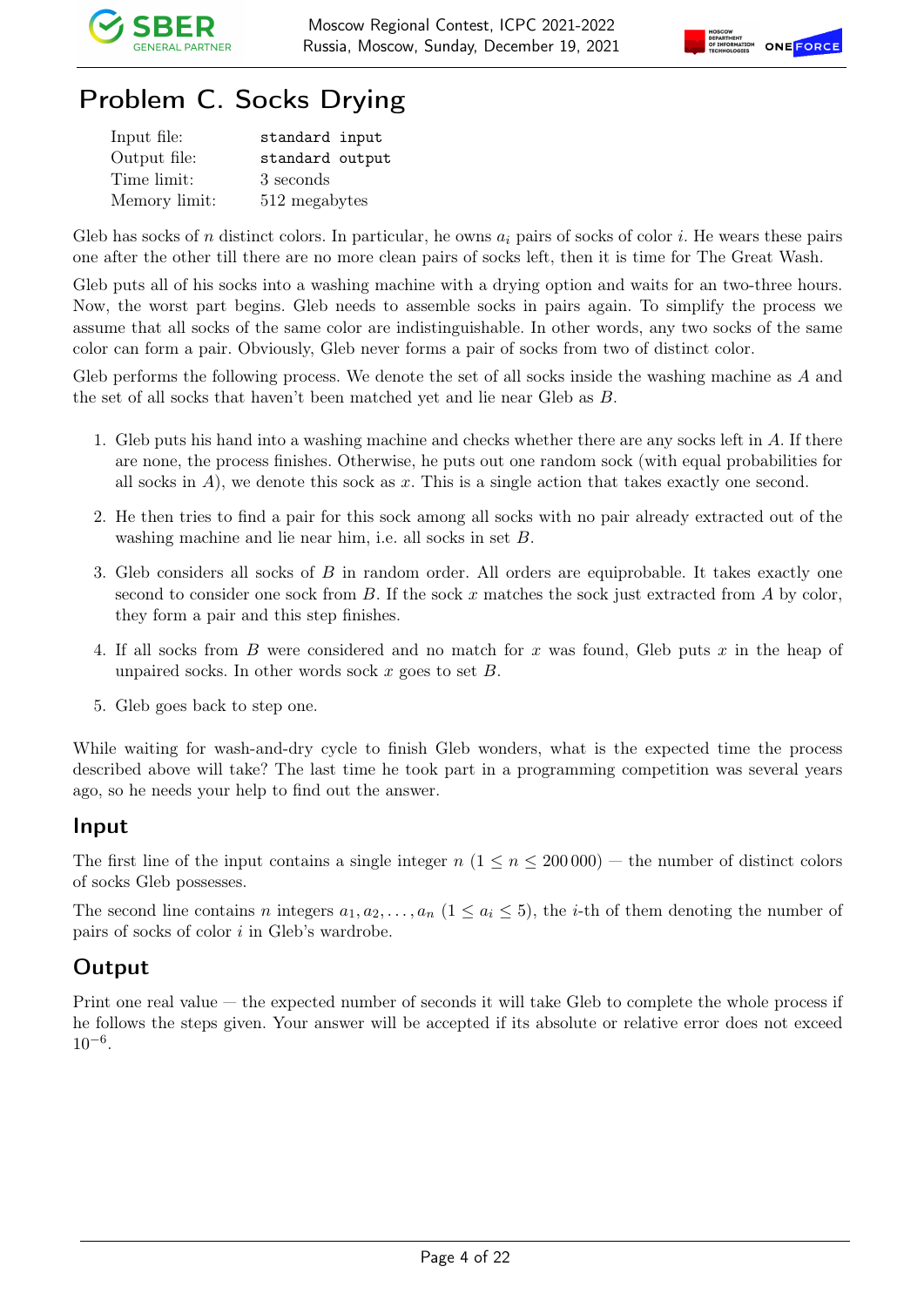# Problem C. Socks Drying

| | |
|---|---|
| Input file: | standard input |
| Output file: | standard output |
| Time limit: | 3 seconds |
| Memory limit: | 512 megabytes |

Gleb has socks of $n$ distinct colors. In particular, he owns $a_i$ pairs of socks of color $i$. He wears these pairs one after the other till there are no more clean pairs of socks left, then it is time for The Great Wash.

Gleb puts all of his socks into a washing machine with a drying option and waits for an two-three hours. Now, the worst part begins. Gleb needs to assemble socks in pairs again. To simplify the process we assume that all socks of the same color are indistinguishable. In other words, any two socks of the same color can form a pair. Obviously, Gleb never forms a pair of socks from two of distinct color.

Gleb performs the following process. We denote the set of all socks inside the washing machine as $A$ and the set of all socks that haven't been matched yet and lie near Gleb as $B$.

1. Gleb puts his hand into a washing machine and checks whether there are any socks left in $A$. If there are none, the process finishes. Otherwise, he puts out one random sock (with equal probabilities for all socks in $A$), we denote this sock as $x$. This is a single action that takes exactly one second.
2. He then tries to find a pair for this sock among all socks with no pair already extracted out of the washing machine and lie near him, i.e. all socks in set $B$.
3. Gleb considers all socks of $B$ in random order. All orders are equiprobable. It takes exactly one second to consider one sock from $B$. If the sock $x$ matches the sock just extracted from $A$ by color, they form a pair and this step finishes.
4. If all socks from $B$ were considered and no match for $x$ was found, Gleb puts $x$ in the heap of unpaired socks. In other words sock $x$ goes to set $B$.
5. Gleb goes back to step one.

While waiting for wash-and-dry cycle to finish Gleb wonders, what is the expected time the process described above will take? The last time he took part in a programming competition was several years ago, so he needs your help to find out the answer.

## Input

The first line of the input contains a single integer $n$ ($1 \le n \le 200\,000$) — the number of distinct colors of socks Gleb possesses.

The second line contains $n$ integers $a_1, a_2, \ldots, a_n$ ($1 \le a_i \le 5$), the $i$-th of them denoting the number of pairs of socks of color $i$ in Gleb's wardrobe.

## Output

Print one real value — the expected number of seconds it will take Gleb to complete the whole process if he follows the steps given. Your answer will be accepted if its absolute or relative error does not exceed $10^{-6}$.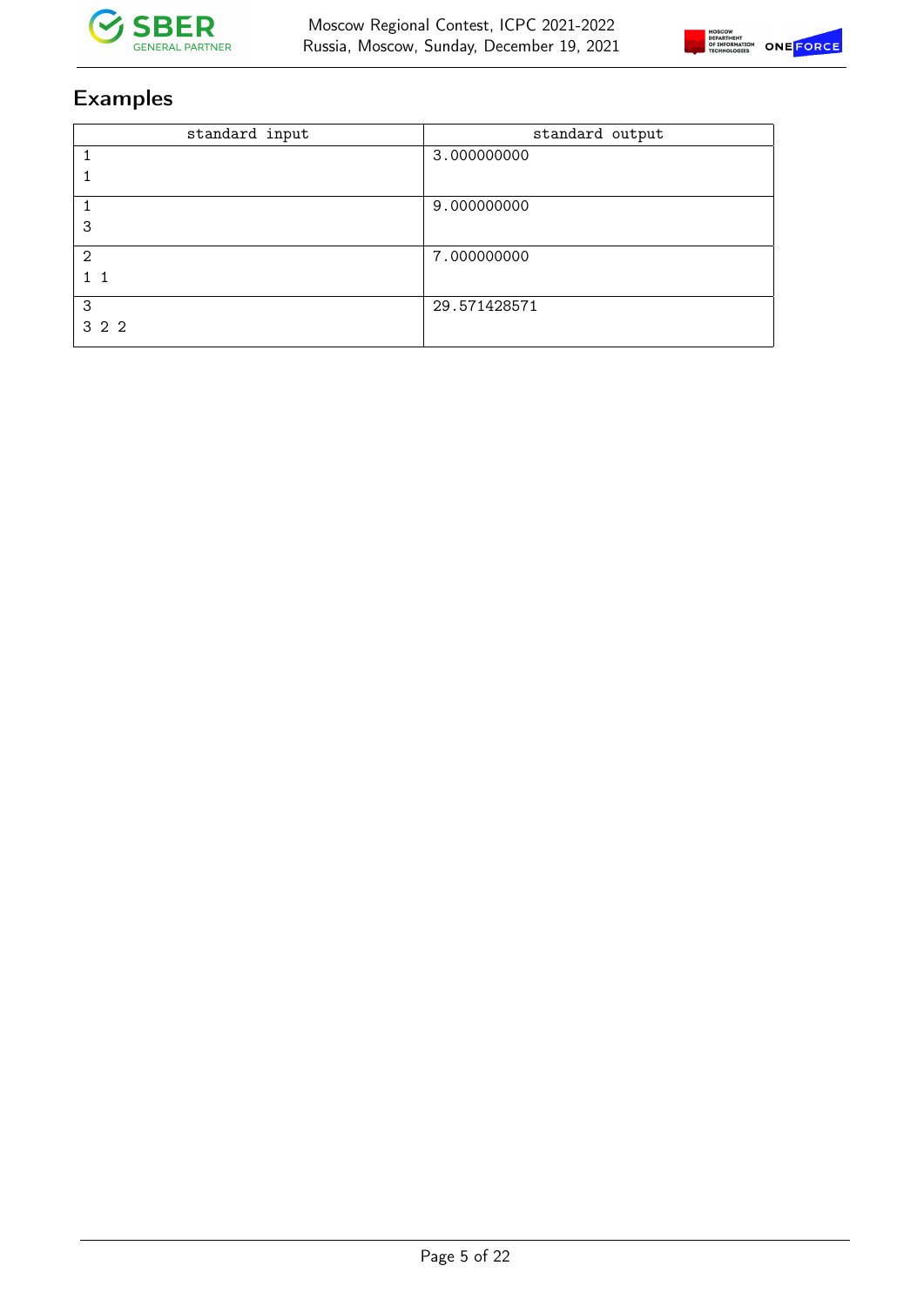## Examples

| standard input | standard output |
|---|---|
| 1<br>1 | 3.000000000 |
| 1<br>3 | 9.000000000 |
| 2<br>1 1 | 7.000000000 |
| 3<br>3 2 2 | 29.571428571 |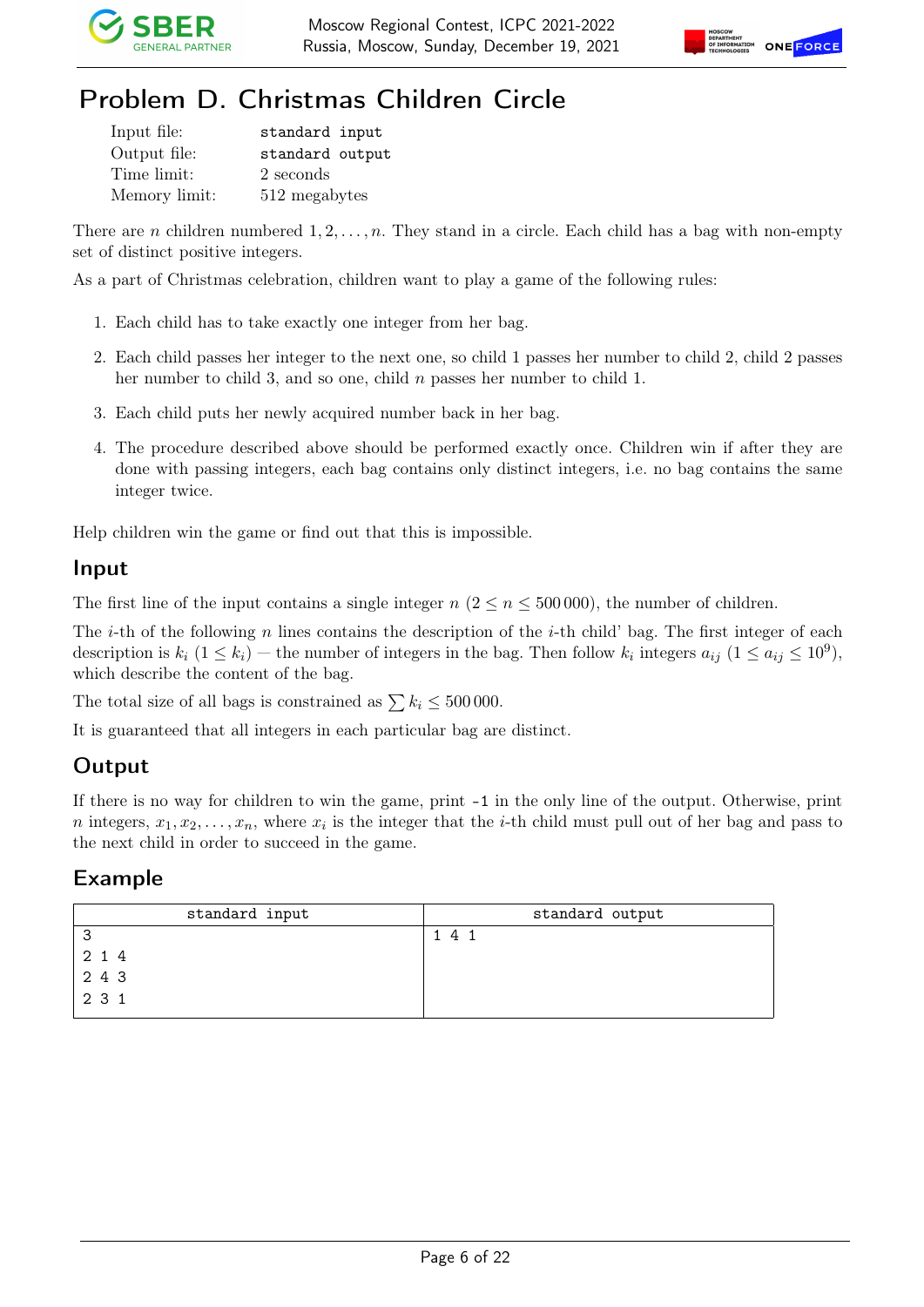# Problem D. Christmas Children Circle

| | |
|---|---|
| Input file: | standard input |
| Output file: | standard output |
| Time limit: | 2 seconds |
| Memory limit: | 512 megabytes |

There are $n$ children numbered $1, 2, \ldots, n$. They stand in a circle. Each child has a bag with non-empty set of distinct positive integers.

As a part of Christmas celebration, children want to play a game of the following rules:

1. Each child has to take exactly one integer from her bag.
2. Each child passes her integer to the next one, so child 1 passes her number to child 2, child 2 passes her number to child 3, and so one, child $n$ passes her number to child 1.
3. Each child puts her newly acquired number back in her bag.
4. The procedure described above should be performed exactly once. Children win if after they are done with passing integers, each bag contains only distinct integers, i.e. no bag contains the same integer twice.

Help children win the game or find out that this is impossible.

## Input

The first line of the input contains a single integer $n$ ($2 \le n \le 500\,000$), the number of children.

The $i$-th of the following $n$ lines contains the description of the $i$-th child' bag. The first integer of each description is $k_i$ ($1 \le k_i$) — the number of integers in the bag. Then follow $k_i$ integers $a_{ij}$ ($1 \le a_{ij} \le 10^9$), which describe the content of the bag.

The total size of all bags is constrained as $\sum k_i \le 500\,000$.

It is guaranteed that all integers in each particular bag are distinct.

## Output

If there is no way for children to win the game, print -1 in the only line of the output. Otherwise, print $n$ integers, $x_1, x_2, \ldots, x_n$, where $x_i$ is the integer that the $i$-th child must pull out of her bag and pass to the next child in order to succeed in the game.

## Example

| standard input | standard output |
|---|---|
| 3<br>2 1 4<br>2 4 3<br>2 3 1 | 1 4 1 |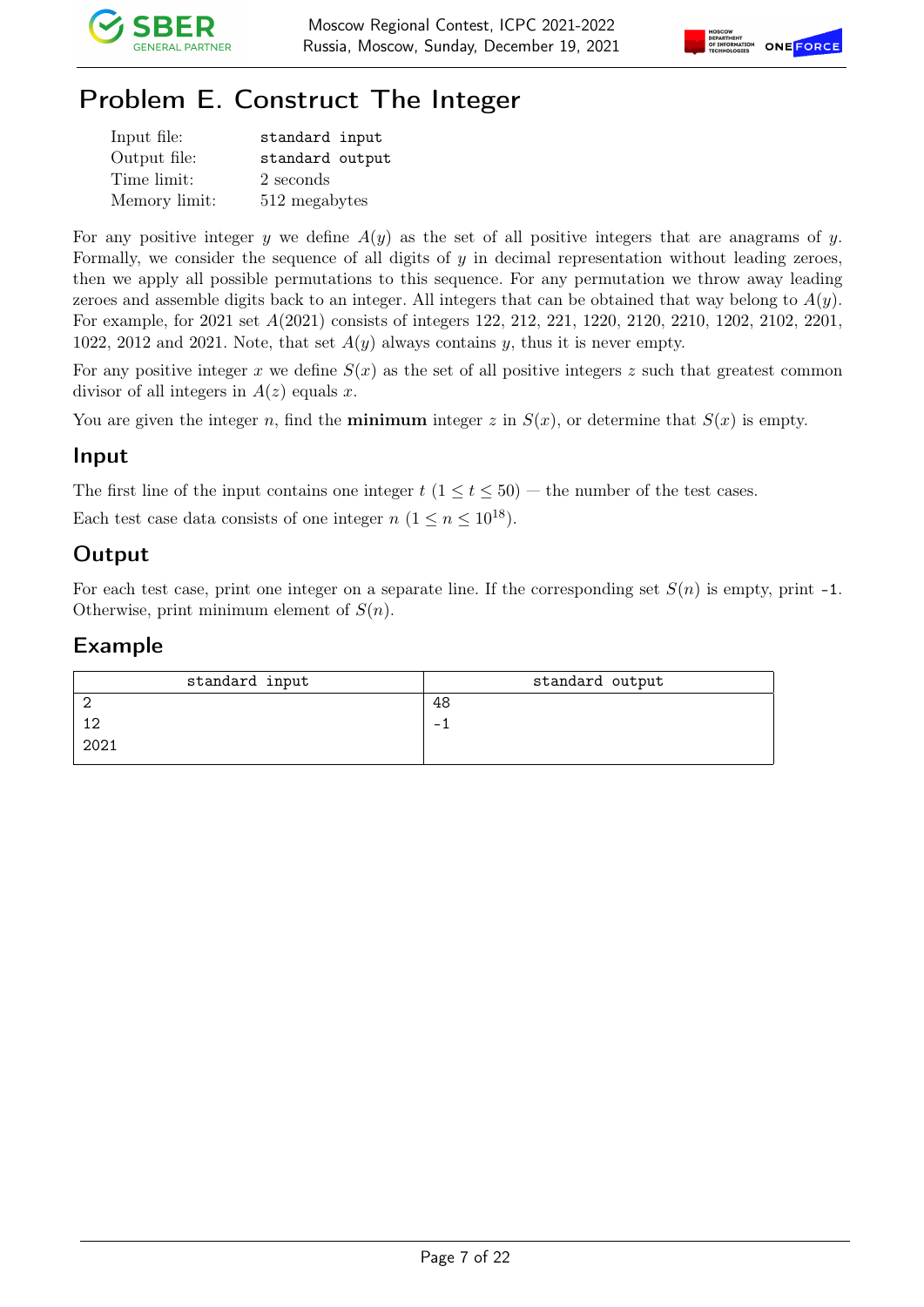# Problem E. Construct The Integer

| | |
|---|---|
| Input file: | standard input |
| Output file: | standard output |
| Time limit: | 2 seconds |
| Memory limit: | 512 megabytes |

For any positive integer $y$ we define $A(y)$ as the set of all positive integers that are anagrams of $y$. Formally, we consider the sequence of all digits of $y$ in decimal representation without leading zeroes, then we apply all possible permutations to this sequence. For any permutation we throw away leading zeroes and assemble digits back to an integer. All integers that can be obtained that way belong to $A(y)$. For example, for 2021 set $A(2021)$ consists of integers 122, 212, 221, 1220, 2120, 2210, 1202, 2102, 2201, 1022, 2012 and 2021. Note, that set $A(y)$ always contains $y$, thus it is never empty.

For any positive integer $x$ we define $S(x)$ as the set of all positive integers $z$ such that greatest common divisor of all integers in $A(z)$ equals $x$.

You are given the integer $n$, find the **minimum** integer $z$ in $S(x)$, or determine that $S(x)$ is empty.

## Input

The first line of the input contains one integer $t$ ($1 \le t \le 50$) — the number of the test cases.

Each test case data consists of one integer $n$ ($1 \le n \le 10^{18}$).

## Output

For each test case, print one integer on a separate line. If the corresponding set $S(n)$ is empty, print -1. Otherwise, print minimum element of $S(n)$.

## Example

| standard input | standard output |
|---|---|
| 2<br>12<br>2021 | 48<br>-1 |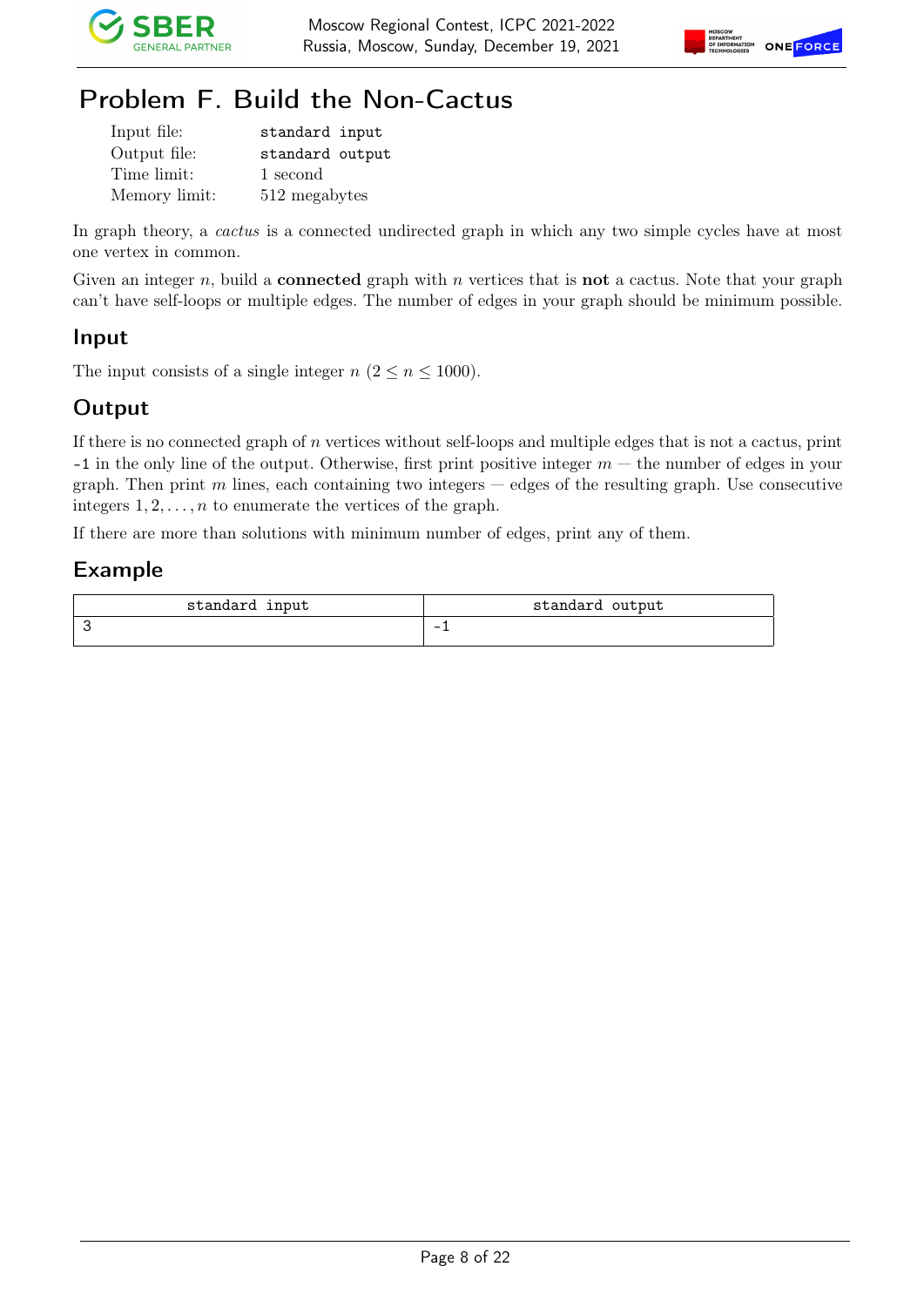# Problem F. Build the Non-Cactus

| | |
|---|---|
| Input file: | standard input |
| Output file: | standard output |
| Time limit: | 1 second |
| Memory limit: | 512 megabytes |

In graph theory, a *cactus* is a connected undirected graph in which any two simple cycles have at most one vertex in common.

Given an integer $n$, build a **connected** graph with $n$ vertices that is **not** a cactus. Note that your graph can't have self-loops or multiple edges. The number of edges in your graph should be minimum possible.

## Input

The input consists of a single integer $n$ ($2 \le n \le 1000$).

## Output

If there is no connected graph of $n$ vertices without self-loops and multiple edges that is not a cactus, print `-1` in the only line of the output. Otherwise, first print positive integer $m$ — the number of edges in your graph. Then print $m$ lines, each containing two integers — edges of the resulting graph. Use consecutive integers $1, 2, \ldots, n$ to enumerate the vertices of the graph.

If there are more than solutions with minimum number of edges, print any of them.

## Example

| standard input | standard output |
|---|---|
| 3 | -1 |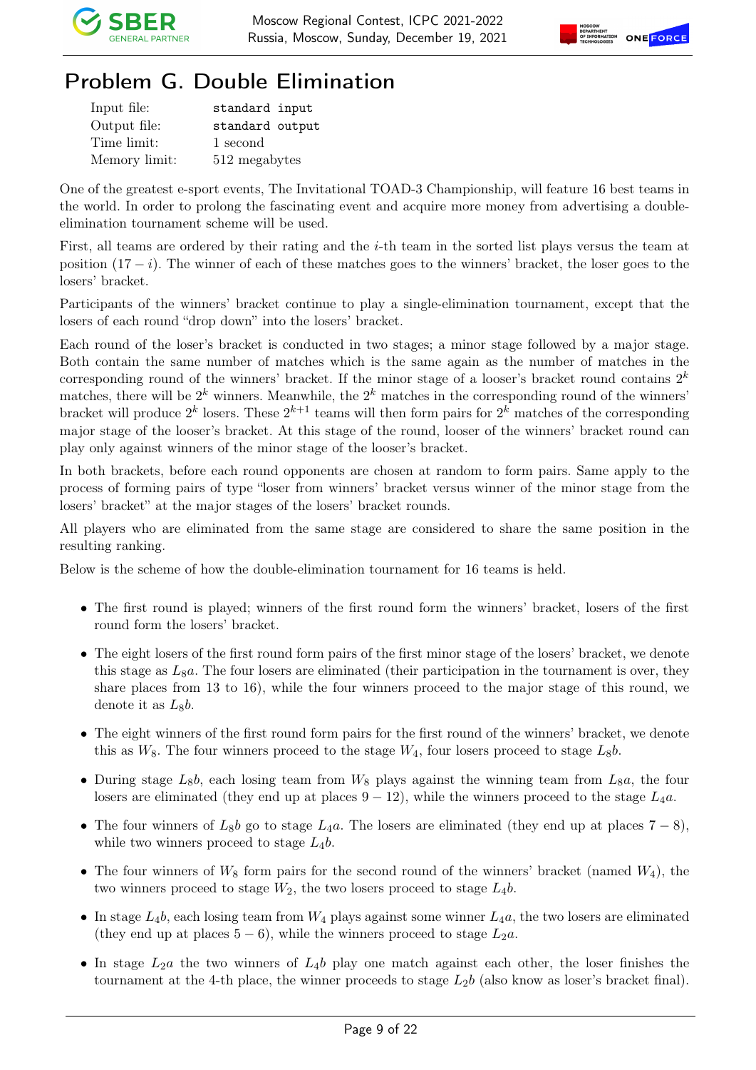# Problem G. Double Elimination

| | |
|---|---|
| Input file: | standard input |
| Output file: | standard output |
| Time limit: | 1 second |
| Memory limit: | 512 megabytes |

One of the greatest e-sport events, The Invitational TOAD-3 Championship, will feature 16 best teams in the world. In order to prolong the fascinating event and acquire more money from advertising a double-elimination tournament scheme will be used.

First, all teams are ordered by their rating and the $i$-th team in the sorted list plays versus the team at position $(17 - i)$. The winner of each of these matches goes to the winners' bracket, the loser goes to the losers' bracket.

Participants of the winners' bracket continue to play a single-elimination tournament, except that the losers of each round "drop down" into the losers' bracket.

Each round of the loser's bracket is conducted in two stages; a minor stage followed by a major stage. Both contain the same number of matches which is the same again as the number of matches in the corresponding round of the winners' bracket. If the minor stage of a looser's bracket round contains $2^k$ matches, there will be $2^k$ winners. Meanwhile, the $2^k$ matches in the corresponding round of the winners' bracket will produce $2^k$ losers. These $2^{k+1}$ teams will then form pairs for $2^k$ matches of the corresponding major stage of the looser's bracket. At this stage of the round, looser of the winners' bracket round can play only against winners of the minor stage of the looser's bracket.

In both brackets, before each round opponents are chosen at random to form pairs. Same apply to the process of forming pairs of type "loser from winners' bracket versus winner of the minor stage from the losers' bracket" at the major stages of the losers' bracket rounds.

All players who are eliminated from the same stage are considered to share the same position in the resulting ranking.

Below is the scheme of how the double-elimination tournament for 16 teams is held.

- The first round is played; winners of the first round form the winners' bracket, losers of the first round form the losers' bracket.
- The eight losers of the first round form pairs of the first minor stage of the losers' bracket, we denote this stage as $L_8a$. The four losers are eliminated (their participation in the tournament is over, they share places from 13 to 16), while the four winners proceed to the major stage of this round, we denote it as $L_8b$.
- The eight winners of the first round form pairs for the first round of the winners' bracket, we denote this as $W_8$. The four winners proceed to the stage $W_4$, four losers proceed to stage $L_8b$.
- During stage $L_8b$, each losing team from $W_8$ plays against the winning team from $L_8a$, the four losers are eliminated (they end up at places $9 - 12$), while the winners proceed to the stage $L_4a$.
- The four winners of $L_8b$ go to stage $L_4a$. The losers are eliminated (they end up at places $7 - 8$), while two winners proceed to stage $L_4b$.
- The four winners of $W_8$ form pairs for the second round of the winners' bracket (named $W_4$), the two winners proceed to stage $W_2$, the two losers proceed to stage $L_4b$.
- In stage $L_4b$, each losing team from $W_4$ plays against some winner $L_4a$, the two losers are eliminated (they end up at places $5 - 6$), while the winners proceed to stage $L_2a$.
- In stage $L_2a$ the two winners of $L_4b$ play one match against each other, the loser finishes the tournament at the 4-th place, the winner proceeds to stage $L_2b$ (also know as loser's bracket final).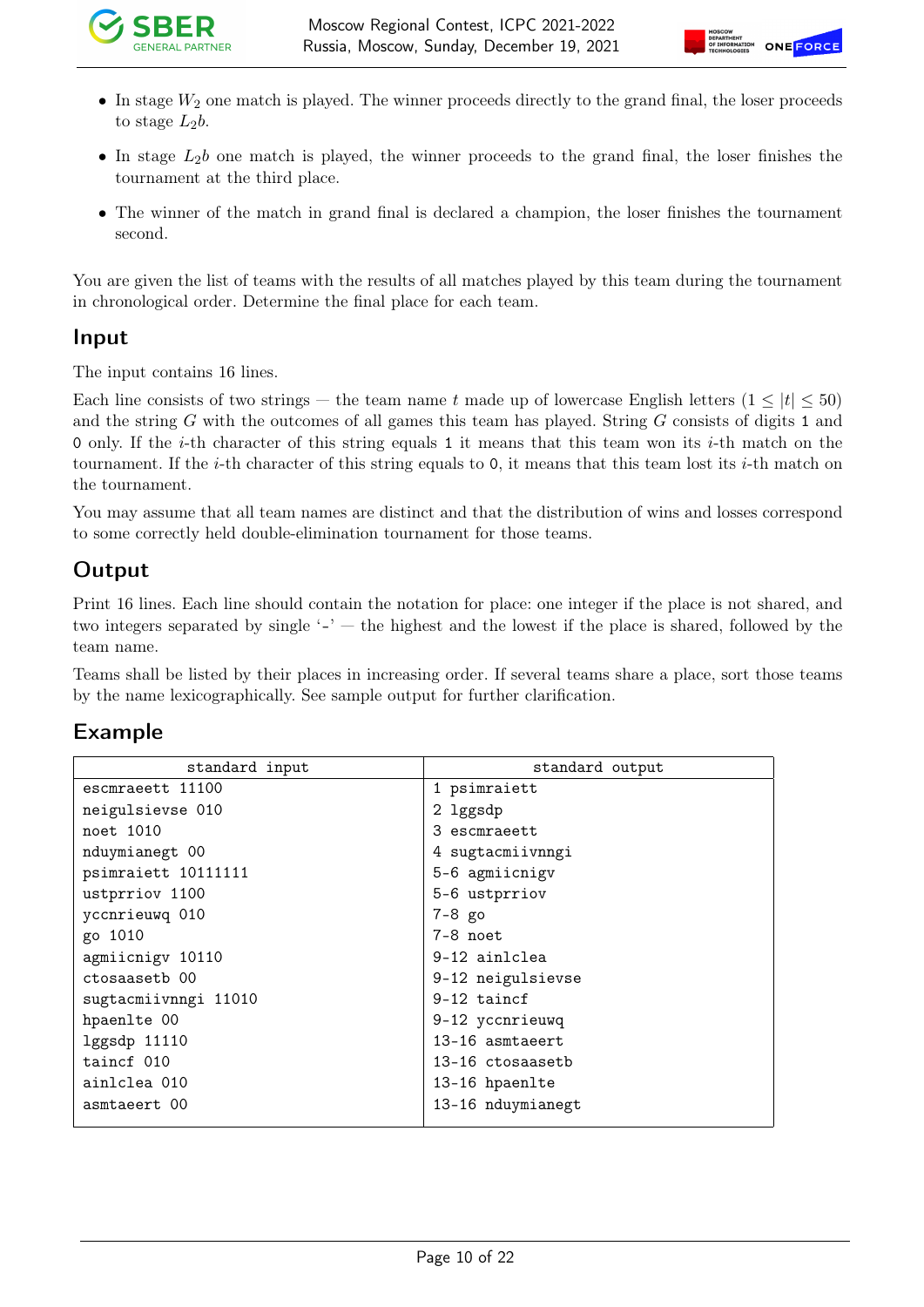- In stage $W_2$ one match is played. The winner proceeds directly to the grand final, the loser proceeds to stage $L_2b$.
- In stage $L_2b$ one match is played, the winner proceeds to the grand final, the loser finishes the tournament at the third place.
- The winner of the match in grand final is declared a champion, the loser finishes the tournament second.

You are given the list of teams with the results of all matches played by this team during the tournament in chronological order. Determine the final place for each team.

## Input

The input contains 16 lines.

Each line consists of two strings — the team name $t$ made up of lowercase English letters ($1 \le |t| \le 50$) and the string $G$ with the outcomes of all games this team has played. String $G$ consists of digits `1` and `0` only. If the $i$-th character of this string equals `1` it means that this team won its $i$-th match on the tournament. If the $i$-th character of this string equals to `0`, it means that this team lost its $i$-th match on the tournament.

You may assume that all team names are distinct and that the distribution of wins and losses correspond to some correctly held double-elimination tournament for those teams.

## Output

Print 16 lines. Each line should contain the notation for place: one integer if the place is not shared, and two integers separated by single '-' — the highest and the lowest if the place is shared, followed by the team name.

Teams shall be listed by their places in increasing order. If several teams share a place, sort those teams by the name lexicographically. See sample output for further clarification.

## Example

| standard input | standard output |
|---|---|
| escmraeett 11100<br>neigulsievse 010<br>noet 1010<br>nduymianegt 00<br>psimraiett 10111111<br>ustprriov 1100<br>yccnrieuwq 010<br>go 1010<br>agmiicnigv 10110<br>ctosaasetb 00<br>sugtacmiivnngi 11010<br>hpaenlte 00<br>lggsdp 11110<br>taincf 010<br>ainlclea 010<br>asmtaeert 00 | 1 psimraiett<br>2 lggsdp<br>3 escmraeett<br>4 sugtacmiivnngi<br>5-6 agmiicnigv<br>5-6 ustprriov<br>7-8 go<br>7-8 noet<br>9-12 ainlclea<br>9-12 neigulsievse<br>9-12 taincf<br>9-12 yccnrieuwq<br>13-16 asmtaeert<br>13-16 ctosaasetb<br>13-16 hpaenlte<br>13-16 nduymianegt |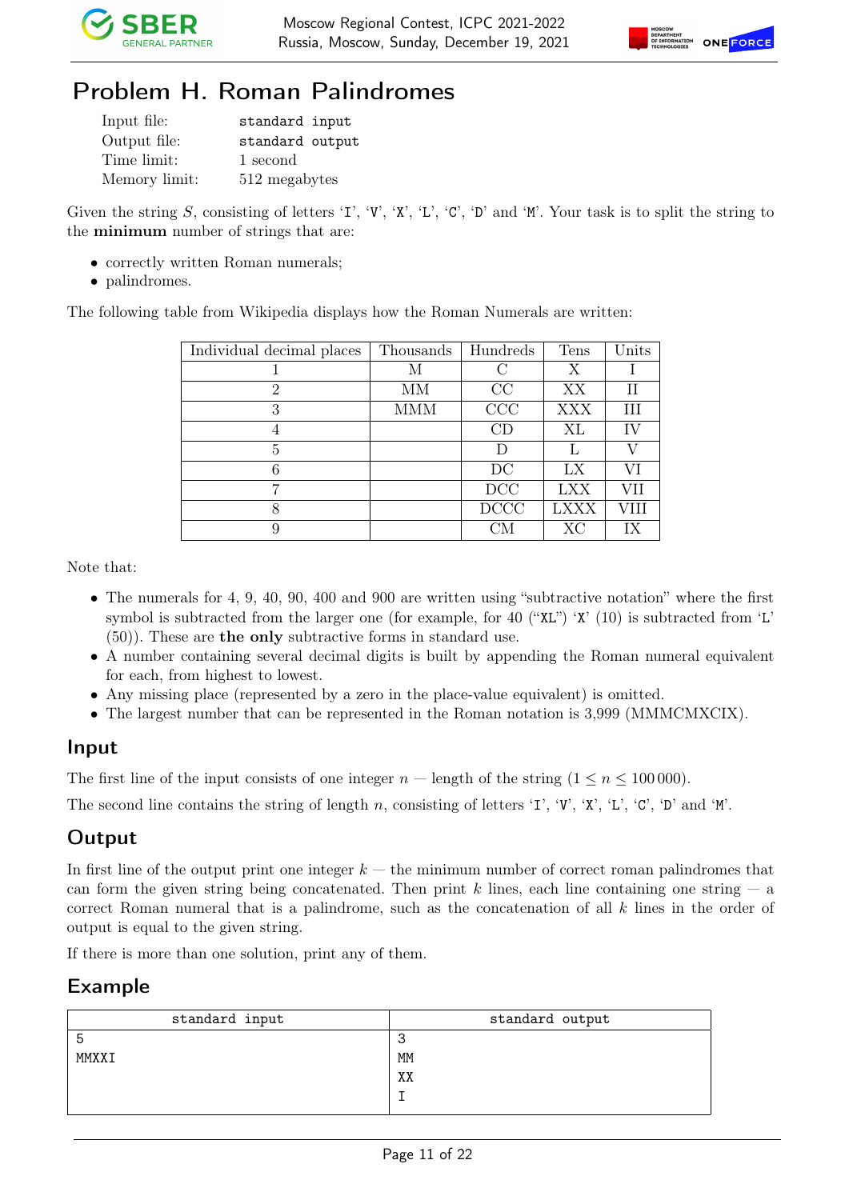# Problem H. Roman Palindromes

| | |
|---|---|
| Input file: | standard input |
| Output file: | standard output |
| Time limit: | 1 second |
| Memory limit: | 512 megabytes |

Given the string $S$, consisting of letters 'I', 'V', 'X', 'L', 'C', 'D' and 'M'. Your task is to split the string to the **minimum** number of strings that are:

- correctly written Roman numerals;
- palindromes.

The following table from Wikipedia displays how the Roman Numerals are written:

| Individual decimal places | Thousands | Hundreds | Tens | Units |
|---|---|---|---|---|
| 1 | M | C | X | I |
| 2 | MM | CC | XX | II |
| 3 | MMM | CCC | XXX | III |
| 4 | | CD | XL | IV |
| 5 | | D | L | V |
| 6 | | DC | LX | VI |
| 7 | | DCC | LXX | VII |
| 8 | | DCCC | LXXX | VIII |
| 9 | | CM | XC | IX |

Note that:

- The numerals for 4, 9, 40, 90, 400 and 900 are written using "subtractive notation" where the first symbol is subtracted from the larger one (for example, for 40 ("XL") 'X' (10) is subtracted from 'L' (50)). These are **the only** subtractive forms in standard use.
- A number containing several decimal digits is built by appending the Roman numeral equivalent for each, from highest to lowest.
- Any missing place (represented by a zero in the place-value equivalent) is omitted.
- The largest number that can be represented in the Roman notation is 3,999 (MMMCMXCIX).

## Input

The first line of the input consists of one integer $n$ — length of the string ($1 \le n \le 100\,000$).

The second line contains the string of length $n$, consisting of letters 'I', 'V', 'X', 'L', 'C', 'D' and 'M'.

## Output

In first line of the output print one integer $k$ — the minimum number of correct roman palindromes that can form the given string being concatenated. Then print $k$ lines, each line containing one string — a correct Roman numeral that is a palindrome, such as the concatenation of all $k$ lines in the order of output is equal to the given string.

If there is more than one solution, print any of them.

## Example

| standard input | standard output |
|---|---|
| 5<br>MMXXI | 3<br>MM<br>XX<br>I |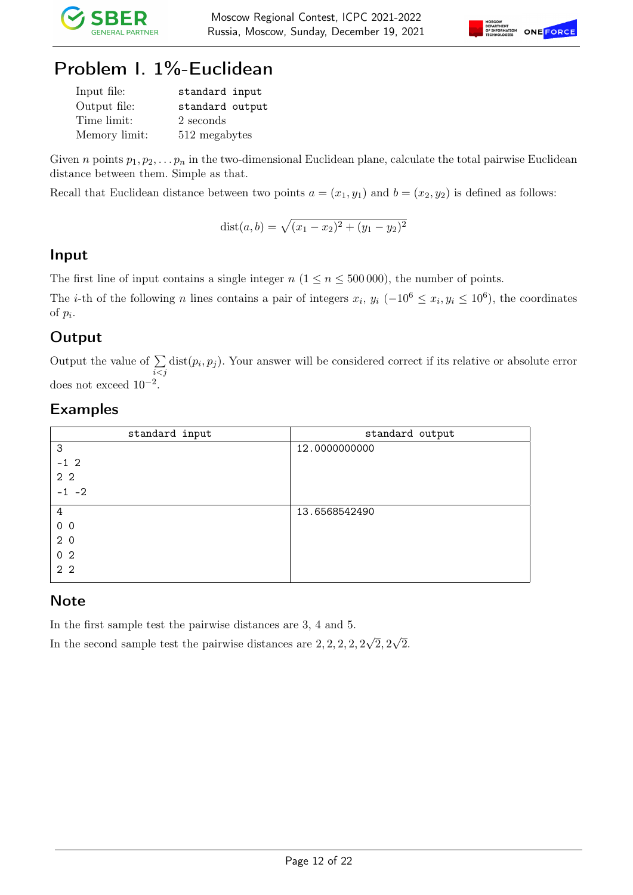# Problem I. 1%-Euclidean

| | |
|---|---|
| Input file: | `standard input` |
| Output file: | `standard output` |
| Time limit: | 2 seconds |
| Memory limit: | 512 megabytes |

Given $n$ points $p_1, p_2, \ldots p_n$ in the two-dimensional Euclidean plane, calculate the total pairwise Euclidean distance between them. Simple as that.

Recall that Euclidean distance between two points $a = (x_1, y_1)$ and $b = (x_2, y_2)$ is defined as follows:

$$\text{dist}(a, b) = \sqrt{(x_1 - x_2)^2 + (y_1 - y_2)^2}$$

## Input

The first line of input contains a single integer $n$ ($1 \le n \le 500\,000$), the number of points.

The $i$-th of the following $n$ lines contains a pair of integers $x_i$, $y_i$ ($-10^6 \le x_i, y_i \le 10^6$), the coordinates of $p_i$.

## Output

Output the value of $\sum\limits_{i<j} \text{dist}(p_i, p_j)$. Your answer will be considered correct if its relative or absolute error does not exceed $10^{-2}$.

## Examples

| standard input | standard output |
|---|---|
| 3<br>-1 2<br>2 2<br>-1 -2 | 12.0000000000 |
| 4<br>0 0<br>2 0<br>0 2<br>2 2 | 13.6568542490 |

## Note

In the first sample test the pairwise distances are 3, 4 and 5.

In the second sample test the pairwise distances are $2, 2, 2, 2, 2\sqrt{2}, 2\sqrt{2}$.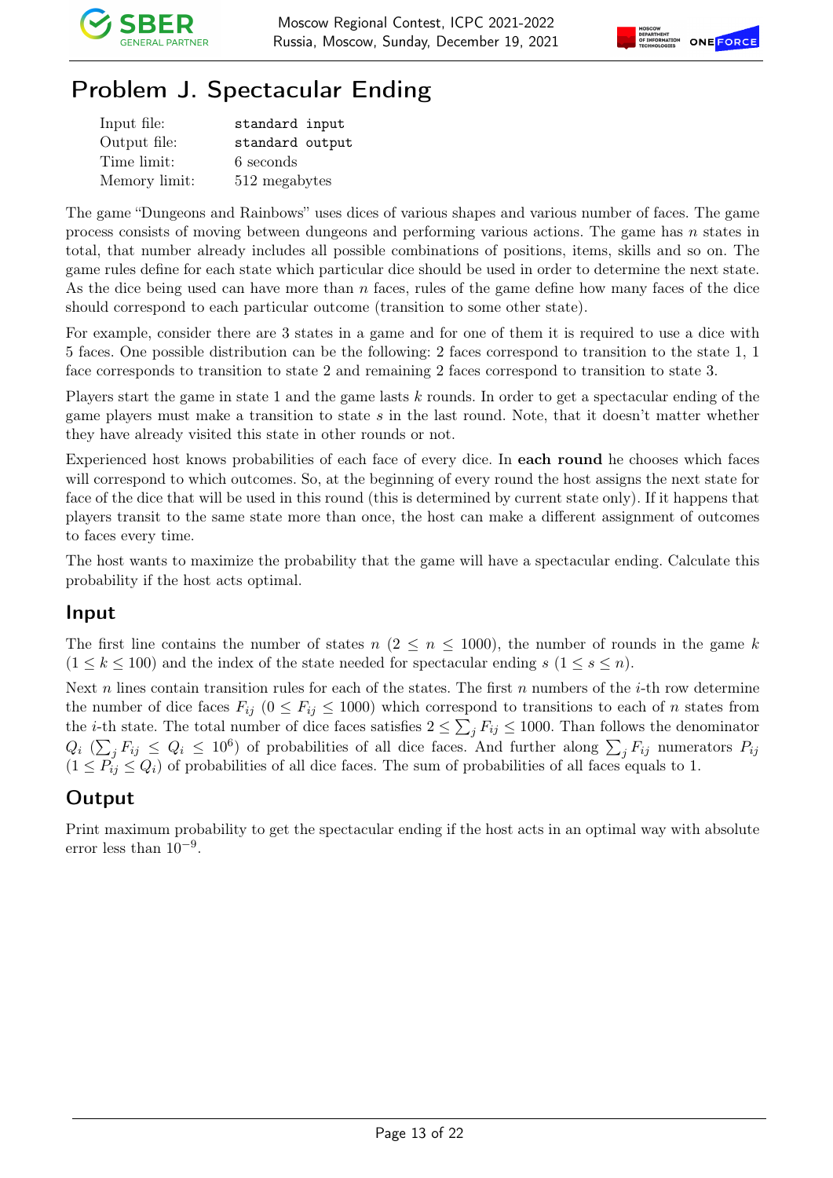# Problem J. Spectacular Ending

| | |
|---|---|
| Input file: | standard input |
| Output file: | standard output |
| Time limit: | 6 seconds |
| Memory limit: | 512 megabytes |

The game "Dungeons and Rainbows" uses dices of various shapes and various number of faces. The game process consists of moving between dungeons and performing various actions. The game has $n$ states in total, that number already includes all possible combinations of positions, items, skills and so on. The game rules define for each state which particular dice should be used in order to determine the next state. As the dice being used can have more than $n$ faces, rules of the game define how many faces of the dice should correspond to each particular outcome (transition to some other state).

For example, consider there are 3 states in a game and for one of them it is required to use a dice with 5 faces. One possible distribution can be the following: 2 faces correspond to transition to the state 1, 1 face corresponds to transition to state 2 and remaining 2 faces correspond to transition to state 3.

Players start the game in state 1 and the game lasts $k$ rounds. In order to get a spectacular ending of the game players must make a transition to state $s$ in the last round. Note, that it doesn't matter whether they have already visited this state in other rounds or not.

Experienced host knows probabilities of each face of every dice. In **each round** he chooses which faces will correspond to which outcomes. So, at the beginning of every round the host assigns the next state for face of the dice that will be used in this round (this is determined by current state only). If it happens that players transit to the same state more than once, the host can make a different assignment of outcomes to faces every time.

The host wants to maximize the probability that the game will have a spectacular ending. Calculate this probability if the host acts optimal.

## Input

The first line contains the number of states $n$ ($2 \le n \le 1000$), the number of rounds in the game $k$ ($1 \le k \le 100$) and the index of the state needed for spectacular ending $s$ ($1 \le s \le n$).

Next $n$ lines contain transition rules for each of the states. The first $n$ numbers of the $i$-th row determine the number of dice faces $F_{ij}$ ($0 \le F_{ij} \le 1000$) which correspond to transitions to each of $n$ states from the $i$-th state. The total number of dice faces satisfies $2 \le \sum_j F_{ij} \le 1000$. Than follows the denominator $Q_i$ ($\sum_j F_{ij} \le Q_i \le 10^6$) of probabilities of all dice faces. And further along $\sum_j F_{ij}$ numerators $P_{ij}$ ($1 \le P_{ij} \le Q_i$) of probabilities of all dice faces. The sum of probabilities of all faces equals to 1.

## Output

Print maximum probability to get the spectacular ending if the host acts in an optimal way with absolute error less than $10^{-9}$.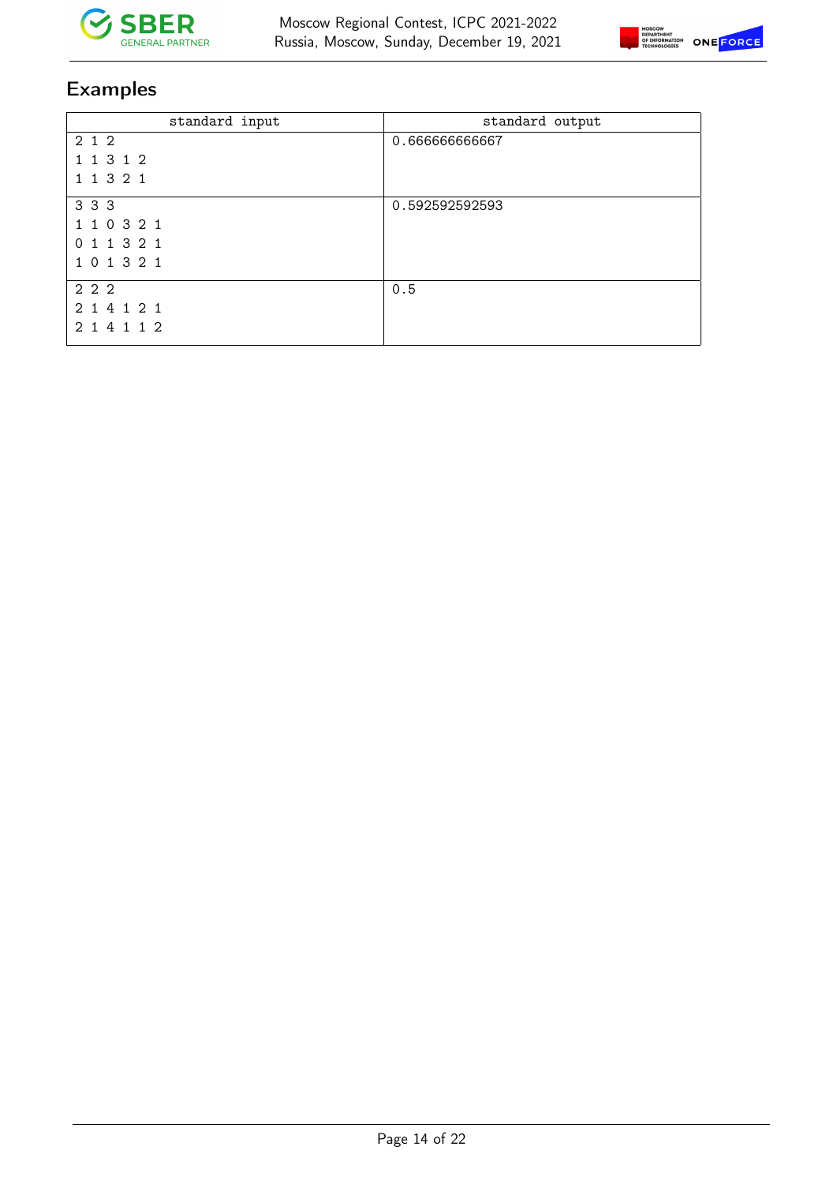## Examples

| standard input | standard output |
| --- | --- |
| 2 1 2<br>1 1 3 1 2<br>1 1 3 2 1 | 0.666666666667 |
| 3 3 3<br>1 1 0 3 2 1<br>0 1 1 3 2 1<br>1 0 1 3 2 1 | 0.592592592593 |
| 2 2 2<br>2 1 4 1 2 1<br>2 1 4 1 1 2 | 0.5 |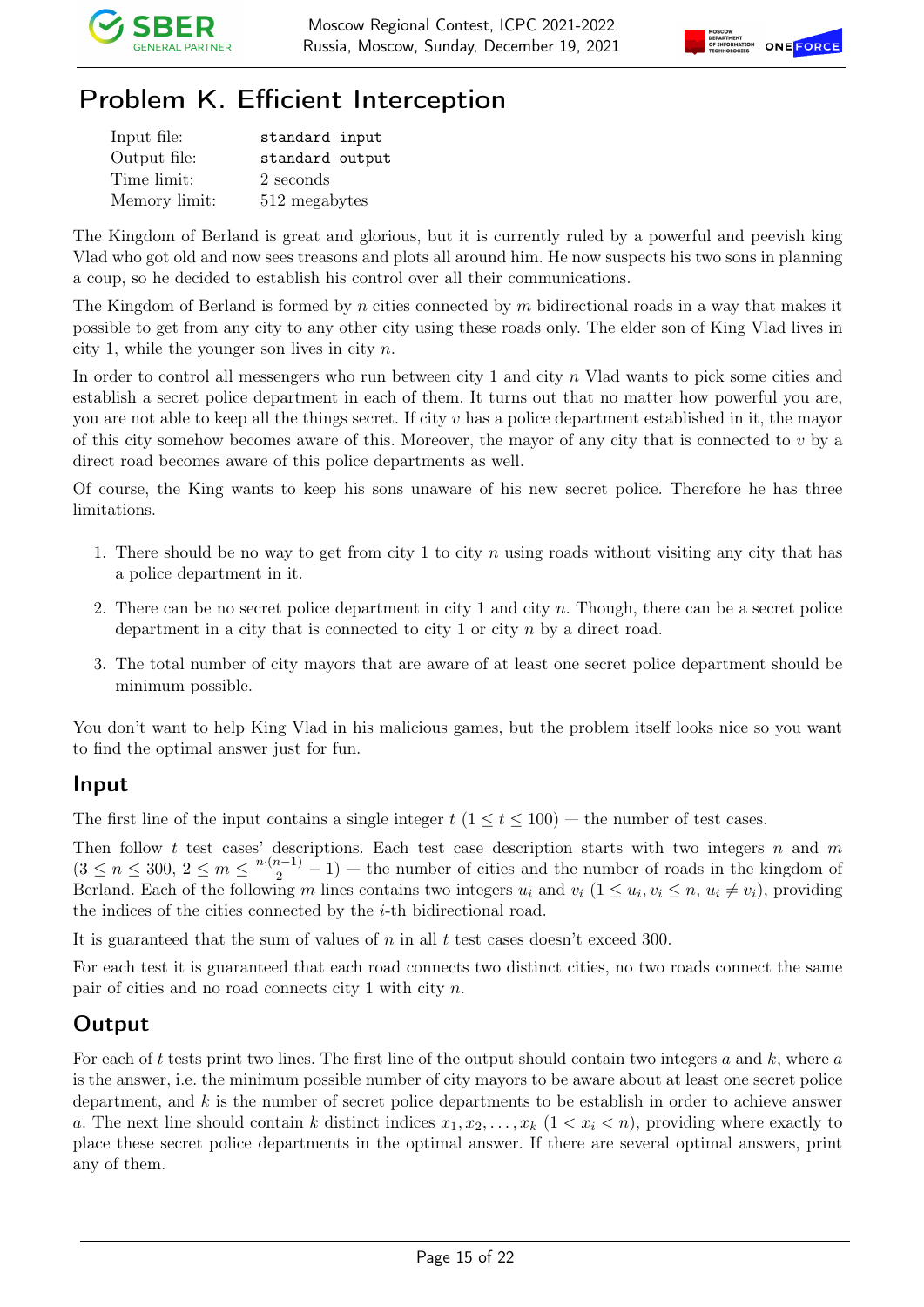# Problem K. Efficient Interception

| | |
|---|---|
| Input file: | standard input |
| Output file: | standard output |
| Time limit: | 2 seconds |
| Memory limit: | 512 megabytes |

The Kingdom of Berland is great and glorious, but it is currently ruled by a powerful and peevish king Vlad who got old and now sees treasons and plots all around him. He now suspects his two sons in planning a coup, so he decided to establish his control over all their communications.

The Kingdom of Berland is formed by $n$ cities connected by $m$ bidirectional roads in a way that makes it possible to get from any city to any other city using these roads only. The elder son of King Vlad lives in city 1, while the younger son lives in city $n$.

In order to control all messengers who run between city 1 and city $n$ Vlad wants to pick some cities and establish a secret police department in each of them. It turns out that no matter how powerful you are, you are not able to keep all the things secret. If city $v$ has a police department established in it, the mayor of this city somehow becomes aware of this. Moreover, the mayor of any city that is connected to $v$ by a direct road becomes aware of this police departments as well.

Of course, the King wants to keep his sons unaware of his new secret police. Therefore he has three limitations.

1. There should be no way to get from city 1 to city $n$ using roads without visiting any city that has a police department in it.
2. There can be no secret police department in city 1 and city $n$. Though, there can be a secret police department in a city that is connected to city 1 or city $n$ by a direct road.
3. The total number of city mayors that are aware of at least one secret police department should be minimum possible.

You don't want to help King Vlad in his malicious games, but the problem itself looks nice so you want to find the optimal answer just for fun.

## Input

The first line of the input contains a single integer $t$ ($1 \le t \le 100$) — the number of test cases.

Then follow $t$ test cases' descriptions. Each test case description starts with two integers $n$ and $m$ ($3 \le n \le 300$, $2 \le m \le \frac{n \cdot (n-1)}{2} - 1$) — the number of cities and the number of roads in the kingdom of Berland. Each of the following $m$ lines contains two integers $u_i$ and $v_i$ ($1 \le u_i, v_i \le n$, $u_i \ne v_i$), providing the indices of the cities connected by the $i$-th bidirectional road.

It is guaranteed that the sum of values of $n$ in all $t$ test cases doesn't exceed 300.

For each test it is guaranteed that each road connects two distinct cities, no two roads connect the same pair of cities and no road connects city 1 with city $n$.

## Output

For each of $t$ tests print two lines. The first line of the output should contain two integers $a$ and $k$, where $a$ is the answer, i.e. the minimum possible number of city mayors to be aware about at least one secret police department, and $k$ is the number of secret police departments to be establish in order to achieve answer $a$. The next line should contain $k$ distinct indices $x_1, x_2, \ldots, x_k$ ($1 < x_i < n$), providing where exactly to place these secret police departments in the optimal answer. If there are several optimal answers, print any of them.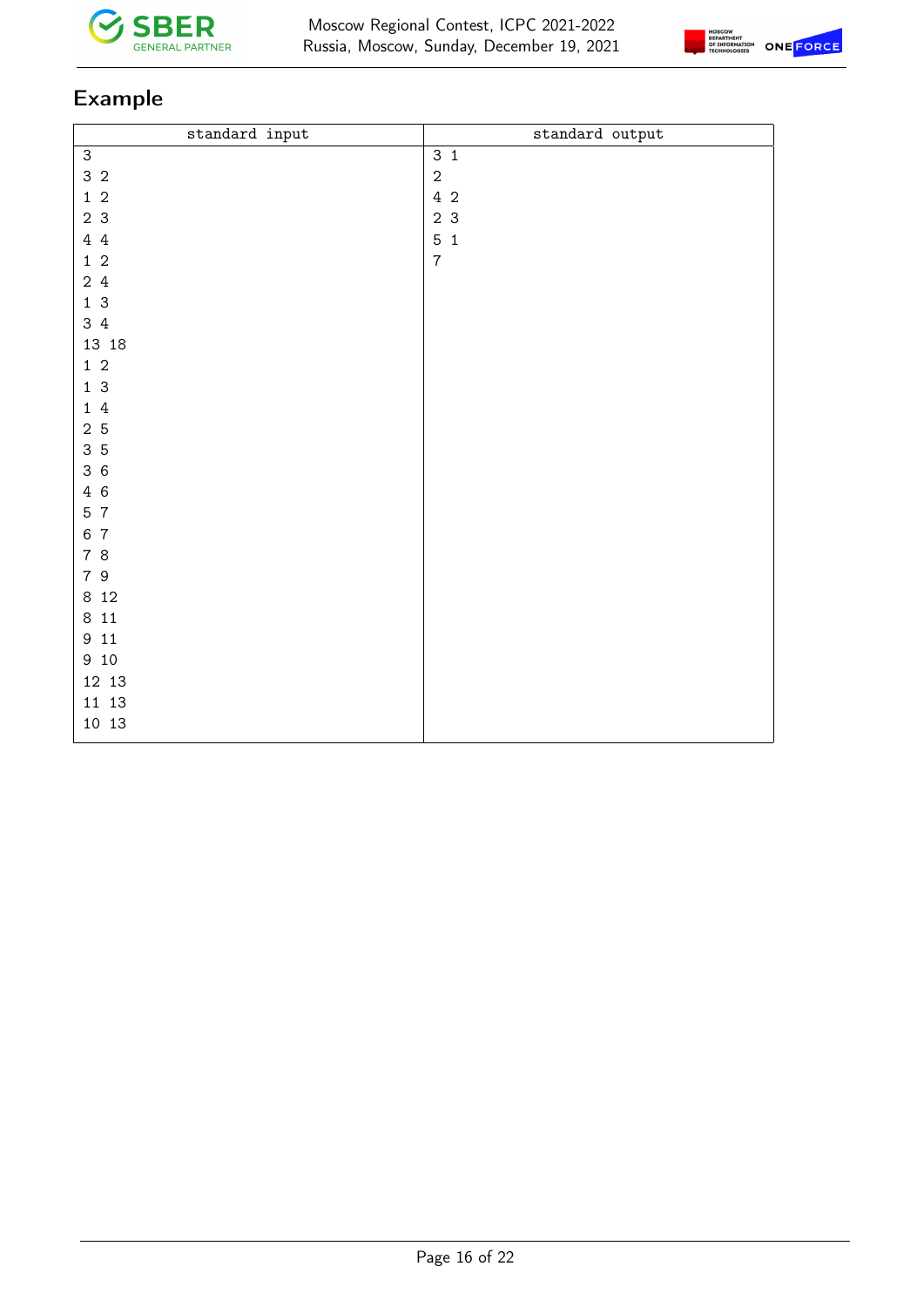## Example

| standard input | standard output |
|---|---|
| 3<br>3 2<br>1 2<br>2 3<br>4 4<br>1 2<br>2 4<br>1 3<br>3 4<br>13 18<br>1 2<br>1 3<br>1 4<br>2 5<br>3 5<br>3 6<br>4 6<br>5 7<br>6 7<br>7 8<br>7 9<br>8 12<br>8 11<br>9 11<br>9 10<br>12 13<br>11 13<br>10 13 | 3 1<br>2<br>4 2<br>2 3<br>5 1<br>7 |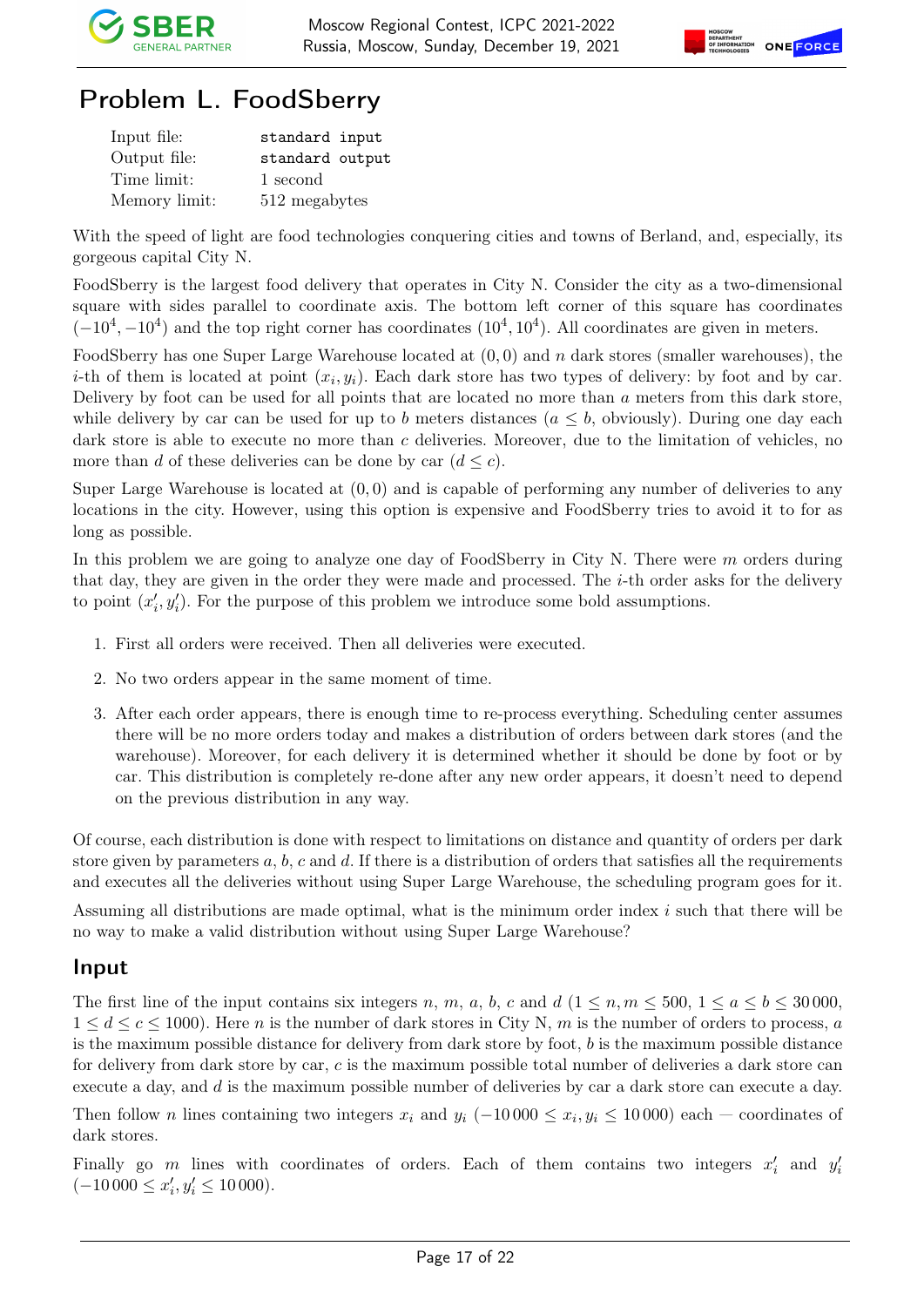# Problem L. FoodSberry

| | |
|---|---|
| Input file: | standard input |
| Output file: | standard output |
| Time limit: | 1 second |
| Memory limit: | 512 megabytes |

With the speed of light are food technologies conquering cities and towns of Berland, and, especially, its gorgeous capital City N.

FoodSberry is the largest food delivery that operates in City N. Consider the city as a two-dimensional square with sides parallel to coordinate axis. The bottom left corner of this square has coordinates $(-10^4, -10^4)$ and the top right corner has coordinates $(10^4, 10^4)$. All coordinates are given in meters.

FoodSberry has one Super Large Warehouse located at $(0, 0)$ and $n$ dark stores (smaller warehouses), the $i$-th of them is located at point $(x_i, y_i)$. Each dark store has two types of delivery: by foot and by car. Delivery by foot can be used for all points that are located no more than $a$ meters from this dark store, while delivery by car can be used for up to $b$ meters distances ($a \le b$, obviously). During one day each dark store is able to execute no more than $c$ deliveries. Moreover, due to the limitation of vehicles, no more than $d$ of these deliveries can be done by car ($d \le c$).

Super Large Warehouse is located at $(0, 0)$ and is capable of performing any number of deliveries to any locations in the city. However, using this option is expensive and FoodSberry tries to avoid it to for as long as possible.

In this problem we are going to analyze one day of FoodSberry in City N. There were $m$ orders during that day, they are given in the order they were made and processed. The $i$-th order asks for the delivery to point $(x'_i, y'_i)$. For the purpose of this problem we introduce some bold assumptions.

1. First all orders were received. Then all deliveries were executed.
2. No two orders appear in the same moment of time.
3. After each order appears, there is enough time to re-process everything. Scheduling center assumes there will be no more orders today and makes a distribution of orders between dark stores (and the warehouse). Moreover, for each delivery it is determined whether it should be done by foot or by car. This distribution is completely re-done after any new order appears, it doesn't need to depend on the previous distribution in any way.

Of course, each distribution is done with respect to limitations on distance and quantity of orders per dark store given by parameters $a$, $b$, $c$ and $d$. If there is a distribution of orders that satisfies all the requirements and executes all the deliveries without using Super Large Warehouse, the scheduling program goes for it.

Assuming all distributions are made optimal, what is the minimum order index $i$ such that there will be no way to make a valid distribution without using Super Large Warehouse?

## Input

The first line of the input contains six integers $n$, $m$, $a$, $b$, $c$ and $d$ ($1 \le n, m \le 500$, $1 \le a \le b \le 30\,000$, $1 \le d \le c \le 1000$). Here $n$ is the number of dark stores in City N, $m$ is the number of orders to process, $a$ is the maximum possible distance for delivery from dark store by foot, $b$ is the maximum possible distance for delivery from dark store by car, $c$ is the maximum possible total number of deliveries a dark store can execute a day, and $d$ is the maximum possible number of deliveries by car a dark store can execute a day.

Then follow $n$ lines containing two integers $x_i$ and $y_i$ ($-10\,000 \le x_i, y_i \le 10\,000$) each — coordinates of dark stores.

Finally go $m$ lines with coordinates of orders. Each of them contains two integers $x'_i$ and $y'_i$ ($-10\,000 \le x'_i, y'_i \le 10\,000$).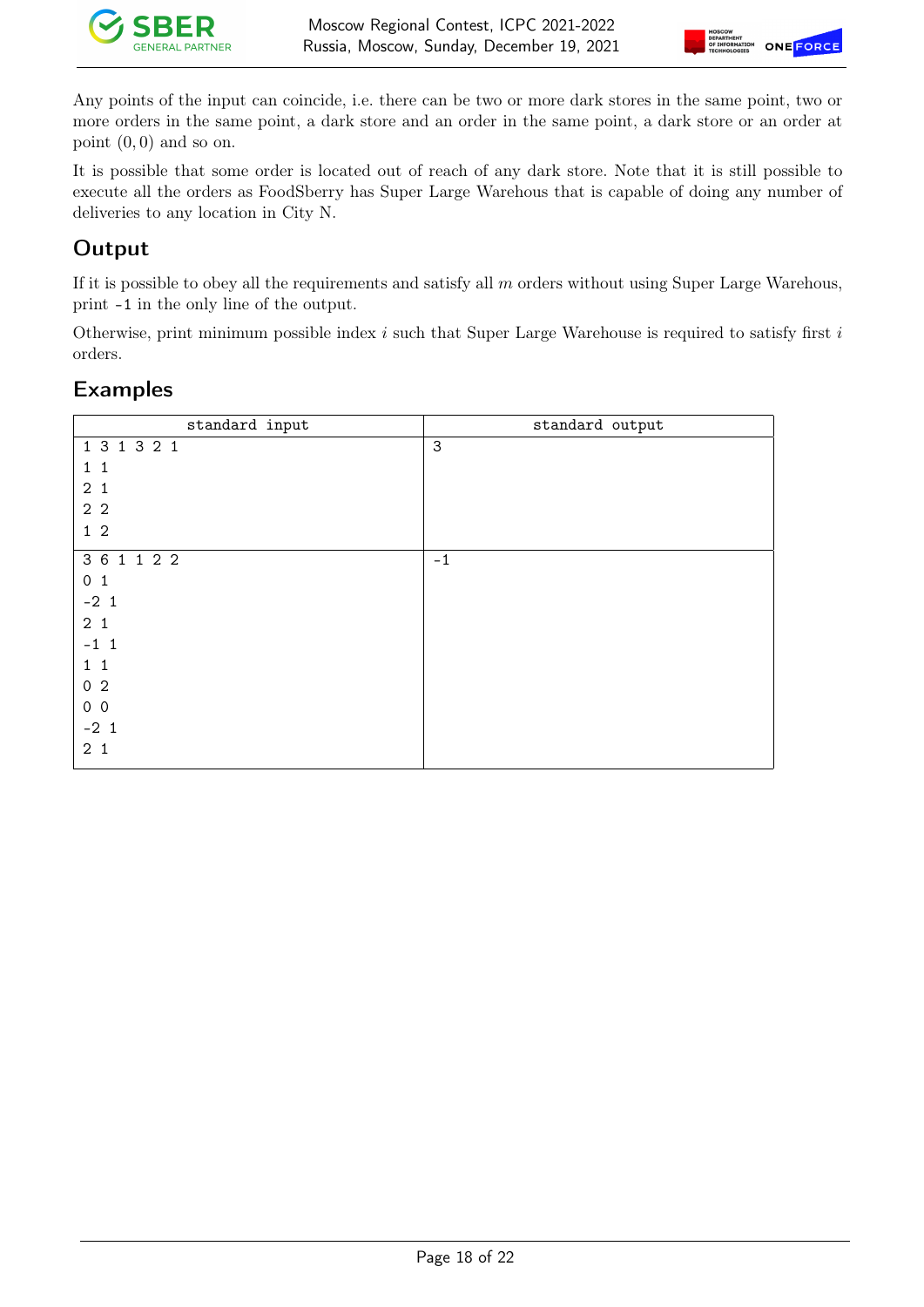Any points of the input can coincide, i.e. there can be two or more dark stores in the same point, two or more orders in the same point, a dark store and an order in the same point, a dark store or an order at point $(0, 0)$ and so on.

It is possible that some order is located out of reach of any dark store. Note that it is still possible to execute all the orders as FoodSberry has Super Large Warehous that is capable of doing any number of deliveries to any location in City N.

## Output

If it is possible to obey all the requirements and satisfy all $m$ orders without using Super Large Warehous, print `-1` in the only line of the output.

Otherwise, print minimum possible index $i$ such that Super Large Warehouse is required to satisfy first $i$ orders.

## Examples

| standard input | standard output |
|---|---|
| 1 3 1 3 2 1<br>1 1<br>2 1<br>2 2<br>1 2 | 3 |
| 3 6 1 1 2 2<br>0 1<br>-2 1<br>2 1<br>-1 1<br>1 1<br>0 2<br>0 0<br>-2 1<br>2 1 | -1 |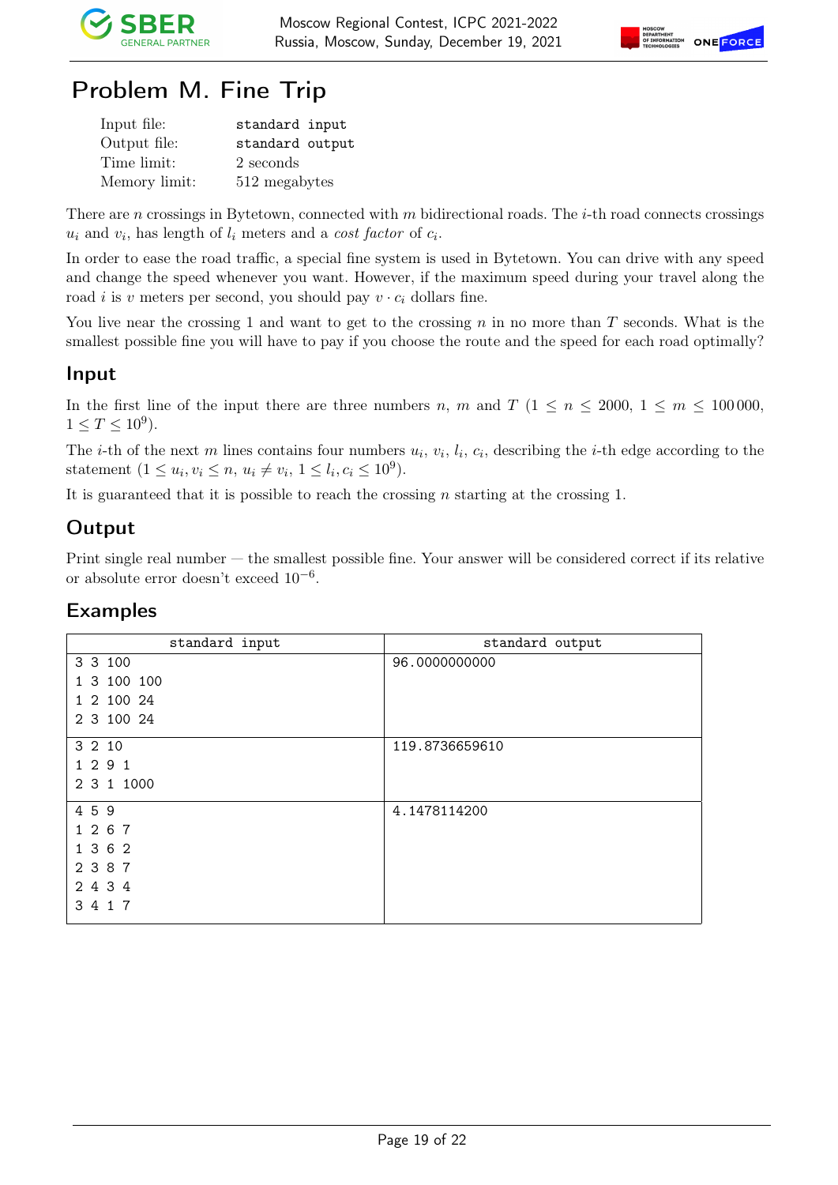# Problem M. Fine Trip

| | |
|---|---|
| Input file: | `standard input` |
| Output file: | `standard output` |
| Time limit: | 2 seconds |
| Memory limit: | 512 megabytes |

There are $n$ crossings in Bytetown, connected with $m$ bidirectional roads. The $i$-th road connects crossings $u_i$ and $v_i$, has length of $l_i$ meters and a *cost factor* of $c_i$.

In order to ease the road traffic, a special fine system is used in Bytetown. You can drive with any speed and change the speed whenever you want. However, if the maximum speed during your travel along the road $i$ is $v$ meters per second, you should pay $v \cdot c_i$ dollars fine.

You live near the crossing 1 and want to get to the crossing $n$ in no more than $T$ seconds. What is the smallest possible fine you will have to pay if you choose the route and the speed for each road optimally?

## Input

In the first line of the input there are three numbers $n$, $m$ and $T$ ($1 \le n \le 2000$, $1 \le m \le 100\,000$, $1 \le T \le 10^9$).

The $i$-th of the next $m$ lines contains four numbers $u_i$, $v_i$, $l_i$, $c_i$, describing the $i$-th edge according to the statement ($1 \le u_i, v_i \le n$, $u_i \ne v_i$, $1 \le l_i, c_i \le 10^9$).

It is guaranteed that it is possible to reach the crossing $n$ starting at the crossing 1.

## Output

Print single real number — the smallest possible fine. Your answer will be considered correct if its relative or absolute error doesn't exceed $10^{-6}$.

## Examples

| standard input | standard output |
|---|---|
| 3 3 100<br>1 3 100 100<br>1 2 100 24<br>2 3 100 24 | 96.0000000000 |
| 3 2 10<br>1 2 9 1<br>2 3 1 1000 | 119.8736659610 |
| 4 5 9<br>1 2 6 7<br>1 3 6 2<br>2 3 8 7<br>2 4 3 4<br>3 4 1 7 | 4.1478114200 |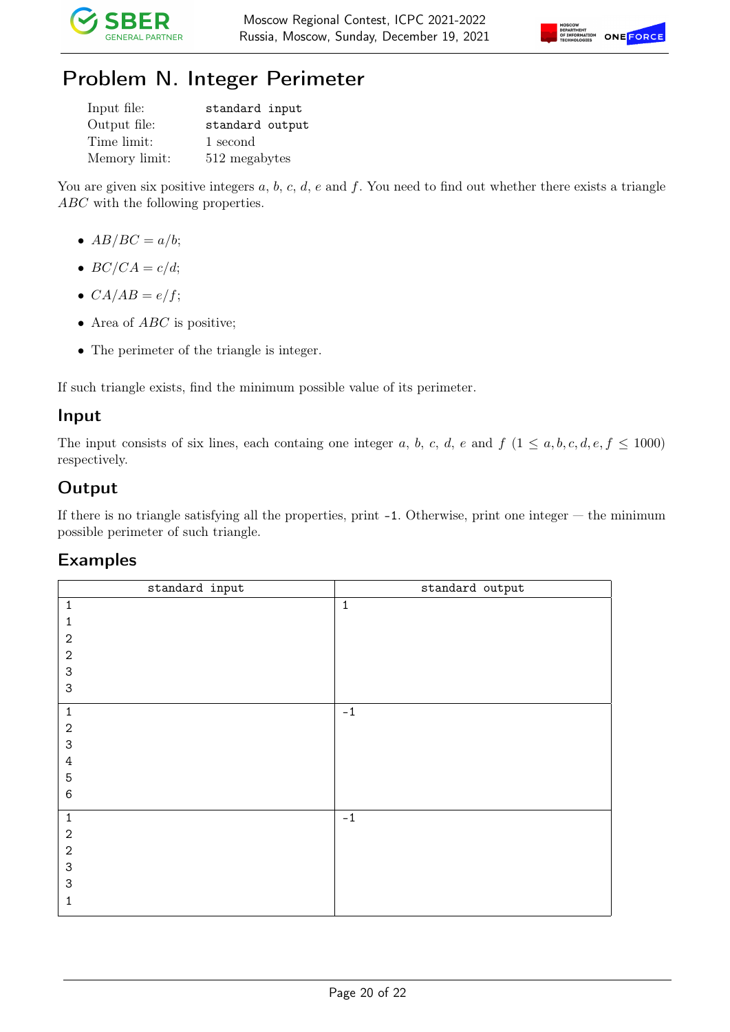# Problem N. Integer Perimeter

| | |
|---|---|
| Input file: | standard input |
| Output file: | standard output |
| Time limit: | 1 second |
| Memory limit: | 512 megabytes |

You are given six positive integers $a$, $b$, $c$, $d$, $e$ and $f$. You need to find out whether there exists a triangle $ABC$ with the following properties.

- $AB/BC = a/b$;
- $BC/CA = c/d$;
- $CA/AB = e/f$;
- Area of $ABC$ is positive;
- The perimeter of the triangle is integer.

If such triangle exists, find the minimum possible value of its perimeter.

## Input

The input consists of six lines, each containg one integer $a$, $b$, $c$, $d$, $e$ and $f$ ($1 \le a, b, c, d, e, f \le 1000$) respectively.

## Output

If there is no triangle satisfying all the properties, print -1. Otherwise, print one integer — the minimum possible perimeter of such triangle.

## Examples

| standard input | standard output |
|---|---|
| 1<br>1<br>2<br>2<br>3<br>3 | 1 |
| 1<br>2<br>3<br>4<br>5<br>6 | -1 |
| 1<br>2<br>2<br>3<br>3<br>1 | -1 |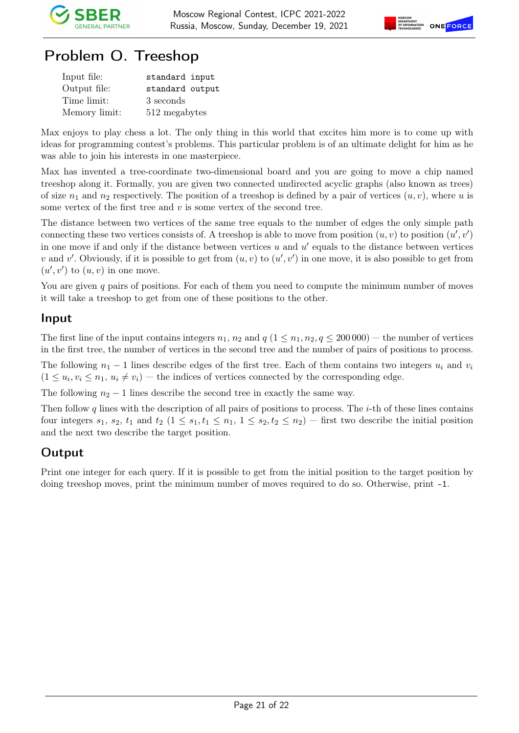# Problem O. Treeshop

| | |
|---|---|
| Input file: | standard input |
| Output file: | standard output |
| Time limit: | 3 seconds |
| Memory limit: | 512 megabytes |

Max enjoys to play chess a lot. The only thing in this world that excites him more is to come up with ideas for programming contest's problems. This particular problem is of an ultimate delight for him as he was able to join his interests in one masterpiece.

Max has invented a tree-coordinate two-dimensional board and you are going to move a chip named treeshop along it. Formally, you are given two connected undirected acyclic graphs (also known as trees) of size $n_1$ and $n_2$ respectively. The position of a treeshop is defined by a pair of vertices $(u, v)$, where $u$ is some vertex of the first tree and $v$ is some vertex of the second tree.

The distance between two vertices of the same tree equals to the number of edges the only simple path connecting these two vertices consists of. A treeshop is able to move from position $(u, v)$ to position $(u', v')$ in one move if and only if the distance between vertices $u$ and $u'$ equals to the distance between vertices $v$ and $v'$. Obviously, if it is possible to get from $(u, v)$ to $(u', v')$ in one move, it is also possible to get from $(u', v')$ to $(u, v)$ in one move.

You are given $q$ pairs of positions. For each of them you need to compute the minimum number of moves it will take a treeshop to get from one of these positions to the other.

## Input

The first line of the input contains integers $n_1$, $n_2$ and $q$ ($1 \le n_1, n_2, q \le 200\,000$) — the number of vertices in the first tree, the number of vertices in the second tree and the number of pairs of positions to process.

The following $n_1 - 1$ lines describe edges of the first tree. Each of them contains two integers $u_i$ and $v_i$ ($1 \le u_i, v_i \le n_1$, $u_i \ne v_i$) — the indices of vertices connected by the corresponding edge.

The following $n_2 - 1$ lines describe the second tree in exactly the same way.

Then follow $q$ lines with the description of all pairs of positions to process. The $i$-th of these lines contains four integers $s_1$, $s_2$, $t_1$ and $t_2$ ($1 \le s_1, t_1 \le n_1$, $1 \le s_2, t_2 \le n_2$) — first two describe the initial position and the next two describe the target position.

## Output

Print one integer for each query. If it is possible to get from the initial position to the target position by doing treeshop moves, print the minimum number of moves required to do so. Otherwise, print -1.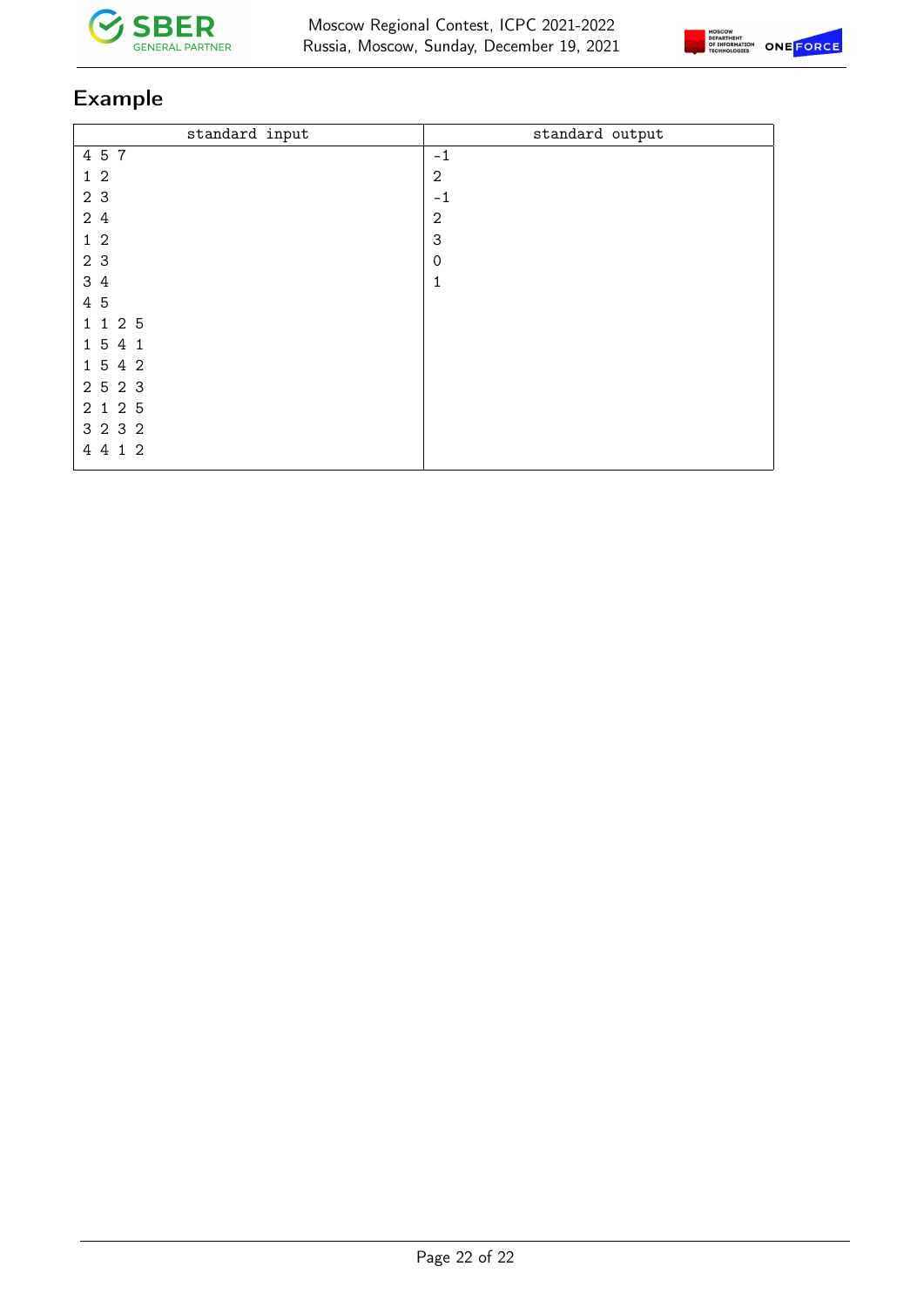## Example

| standard input | standard output |
|---|---|
| 4 5 7<br>1 2<br>2 3<br>2 4<br>1 2<br>2 3<br>3 4<br>4 5<br>1 1 2 5<br>1 5 4 1<br>1 5 4 2<br>2 5 2 3<br>2 1 2 5<br>3 2 3 2<br>4 4 1 2 | -1<br>2<br>-1<br>2<br>3<br>0<br>1 |